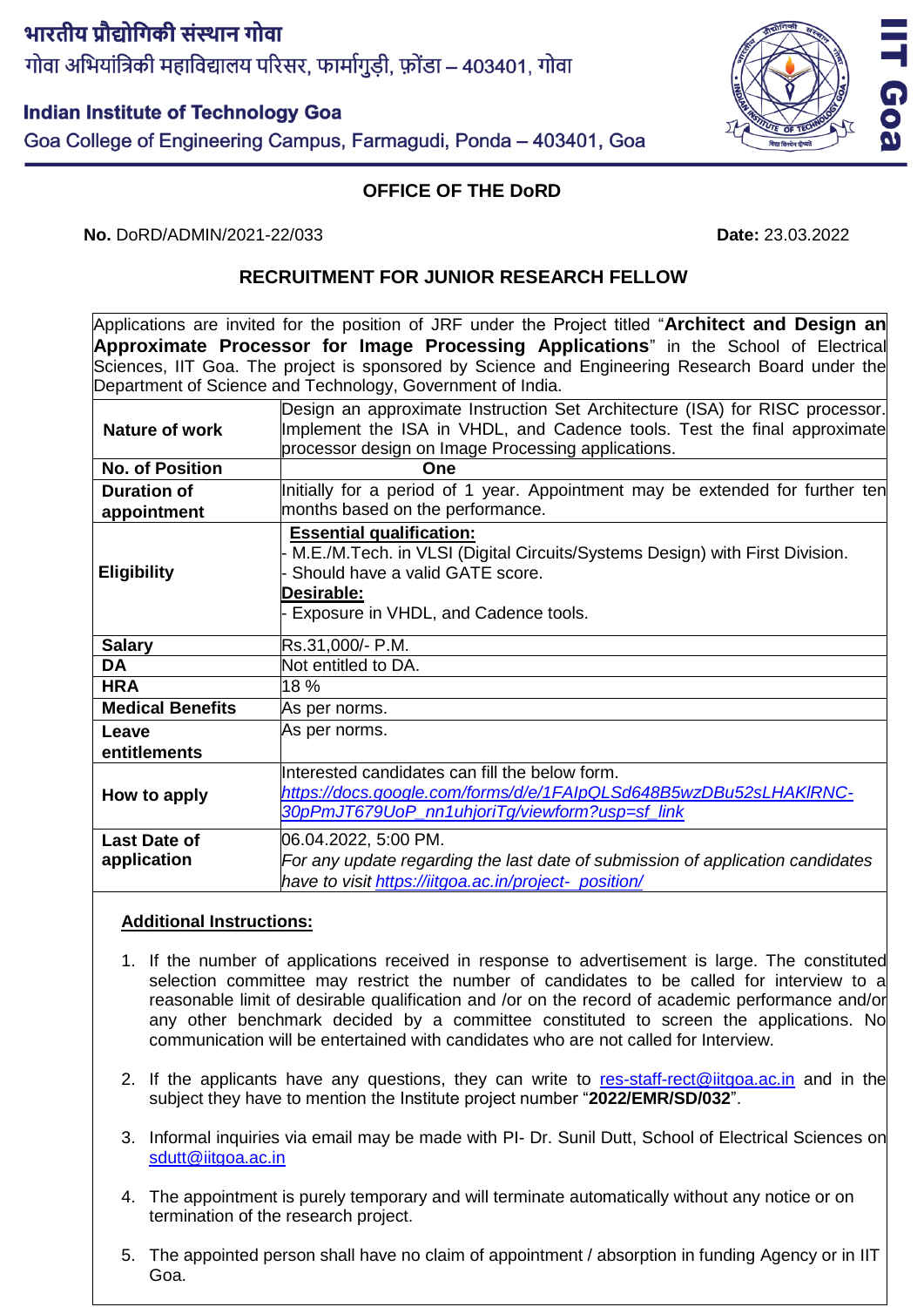भारतीय प्रौद्योगिकी संस्थान गोवा

गोवा अभियांत्रिकी महाविद्यालय परिसर, फार्मागुड़ी, फ़ोंडा – 403401, गोवा

**Indian Institute of Technology Goa**

Goa College of Engineering Campus, Farmagudi, Ponda – 403401, Goa

**OFFICE OF THE DoRD**

**No.** DoRD/ADMIN/2021-22/033 **Date:** 23.03.2022

**RECRUITMENT FOR JUNIOR RESEARCH FELLOW**

Applications are invited for the position of JRF under the Project titled "**Architect and Design an Approximate Processor for Image Processing Applications**" in the School of Electrical Sciences, IIT Goa. The project is sponsored by Science and Engineering Research Board under the Department of Science and Technology, Government of India.

| | |
|---|---|
| **Nature of work** | Design an approximate Instruction Set Architecture (ISA) for RISC processor. Implement the ISA in VHDL, and Cadence tools. Test the final approximate processor design on Image Processing applications. |
| **No. of Position** | **One** |
| **Duration of appointment** | Initially for a period of 1 year. Appointment may be extended for further ten months based on the performance. |
| **Eligibility** | **Essential qualification:**<br>- M.E./M.Tech. in VLSI (Digital Circuits/Systems Design) with First Division.<br>- Should have a valid GATE score.<br>**Desirable:**<br>- Exposure in VHDL, and Cadence tools. |
| **Salary** | Rs.31,000/- P.M. |
| **DA** | Not entitled to DA. |
| **HRA** | 18 % |
| **Medical Benefits** | As per norms. |
| **Leave entitlements** | As per norms. |
| **How to apply** | Interested candidates can fill the below form.<br>*https://docs.google.com/forms/d/e/1FAIpQLSd648B5wzDBu52sLHAKlRNC-30pPmJT679UoP_nn1uhjoriTg/viewform?usp=sf_link* |
| **Last Date of application** | 06.04.2022, 5:00 PM.<br>*For any update regarding the last date of submission of application candidates have to visit https://iitgoa.ac.in/project- position/* |

**Additional Instructions:**

1. If the number of applications received in response to advertisement is large. The constituted selection committee may restrict the number of candidates to be called for interview to a reasonable limit of desirable qualification and /or on the record of academic performance and/or any other benchmark decided by a committee constituted to screen the applications. No communication will be entertained with candidates who are not called for Interview.
2. If the applicants have any questions, they can write to res-staff-rect@iitgoa.ac.in and in the subject they have to mention the Institute project number "**2022/EMR/SD/032**".
3. Informal inquiries via email may be made with PI- Dr. Sunil Dutt, School of Electrical Sciences on sdutt@iitgoa.ac.in
4. The appointment is purely temporary and will terminate automatically without any notice or on termination of the research project.
5. The appointed person shall have no claim of appointment / absorption in funding Agency or in IIT Goa.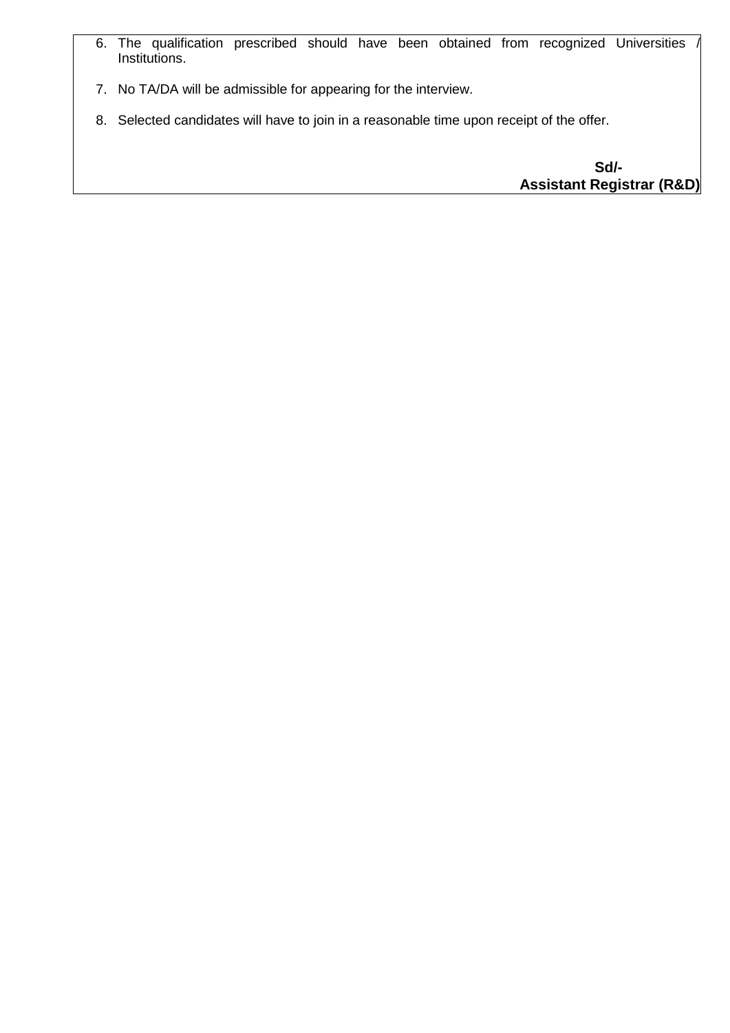6. The qualification prescribed should have been obtained from recognized Universities / Institutions.

7. No TA/DA will be admissible for appearing for the interview.

8. Selected candidates will have to join in a reasonable time upon receipt of the offer.

**Sd/-**

**Assistant Registrar (R&D)**